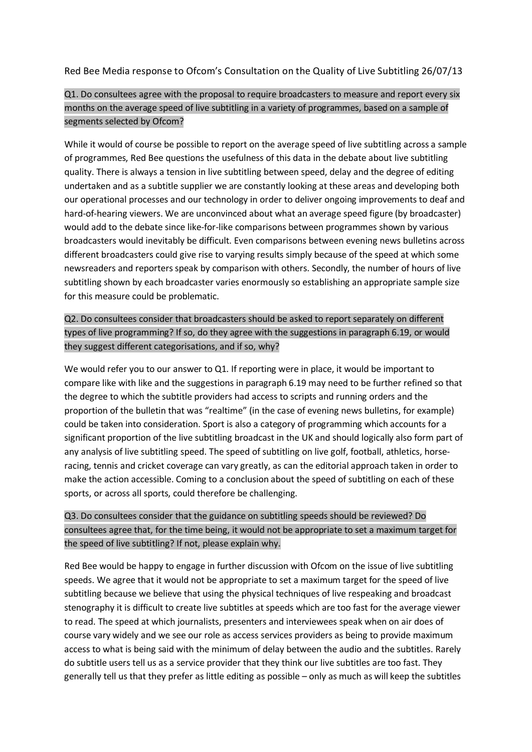Red Bee Media response to Ofcom's Consultation on the Quality of Live Subtitling 26/07/13

**Q1. Do consultees agree with the proposal to require broadcasters to measure and report every six months on the average speed of live subtitling in a variety of programmes, based on a sample of segments selected by Ofcom?**

While it would of course be possible to report on the average speed of live subtitling across a sample of programmes, Red Bee questions the usefulness of this data in the debate about live subtitling quality. There is always a tension in live subtitling between speed, delay and the degree of editing undertaken and as a subtitle supplier we are constantly looking at these areas and developing both our operational processes and our technology in order to deliver ongoing improvements to deaf and hard-of-hearing viewers. We are unconvinced about what an average speed figure (by broadcaster) would add to the debate since like-for-like comparisons between programmes shown by various broadcasters would inevitably be difficult. Even comparisons between evening news bulletins across different broadcasters could give rise to varying results simply because of the speed at which some newsreaders and reporters speak by comparison with others. Secondly, the number of hours of live subtitling shown by each broadcaster varies enormously so establishing an appropriate sample size for this measure could be problematic.

**Q2. Do consultees consider that broadcasters should be asked to report separately on different types of live programming? If so, do they agree with the suggestions in paragraph 6.19, or would they suggest different categorisations, and if so, why?**

We would refer you to our answer to Q1. If reporting were in place, it would be important to compare like with like and the suggestions in paragraph 6.19 may need to be further refined so that the degree to which the subtitle providers had access to scripts and running orders and the proportion of the bulletin that was "realtime" (in the case of evening news bulletins, for example) could be taken into consideration. Sport is also a category of programming which accounts for a significant proportion of the live subtitling broadcast in the UK and should logically also form part of any analysis of live subtitling speed. The speed of subtitling on live golf, football, athletics, horse-racing, tennis and cricket coverage can vary greatly, as can the editorial approach taken in order to make the action accessible. Coming to a conclusion about the speed of subtitling on each of these sports, or across all sports, could therefore be challenging.

**Q3. Do consultees consider that the guidance on subtitling speeds should be reviewed? Do consultees agree that, for the time being, it would not be appropriate to set a maximum target for the speed of live subtitling? If not, please explain why.**

Red Bee would be happy to engage in further discussion with Ofcom on the issue of live subtitling speeds. We agree that it would not be appropriate to set a maximum target for the speed of live subtitling because we believe that using the physical techniques of live respeaking and broadcast stenography it is difficult to create live subtitles at speeds which are too fast for the average viewer to read. The speed at which journalists, presenters and interviewees speak when on air does of course vary widely and we see our role as access services providers as being to provide maximum access to what is being said with the minimum of delay between the audio and the subtitles. Rarely do subtitle users tell us as a service provider that they think our live subtitles are too fast. They generally tell us that they prefer as little editing as possible – only as much as will keep the subtitles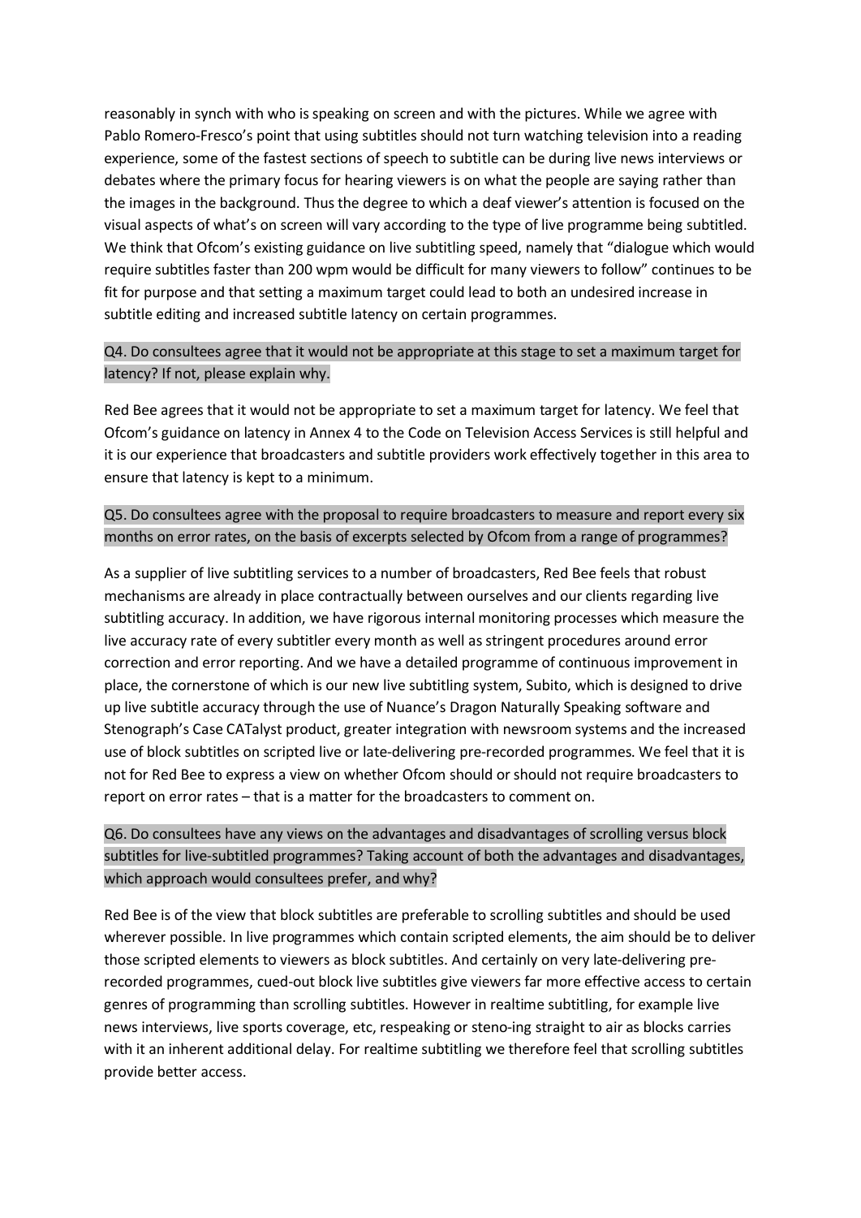reasonably in synch with who is speaking on screen and with the pictures. While we agree with Pablo Romero-Fresco's point that using subtitles should not turn watching television into a reading experience, some of the fastest sections of speech to subtitle can be during live news interviews or debates where the primary focus for hearing viewers is on what the people are saying rather than the images in the background. Thus the degree to which a deaf viewer's attention is focused on the visual aspects of what's on screen will vary according to the type of live programme being subtitled. We think that Ofcom's existing guidance on live subtitling speed, namely that "dialogue which would require subtitles faster than 200 wpm would be difficult for many viewers to follow" continues to be fit for purpose and that setting a maximum target could lead to both an undesired increase in subtitle editing and increased subtitle latency on certain programmes.

Q4. Do consultees agree that it would not be appropriate at this stage to set a maximum target for latency? If not, please explain why.

Red Bee agrees that it would not be appropriate to set a maximum target for latency. We feel that Ofcom's guidance on latency in Annex 4 to the Code on Television Access Services is still helpful and it is our experience that broadcasters and subtitle providers work effectively together in this area to ensure that latency is kept to a minimum.

Q5. Do consultees agree with the proposal to require broadcasters to measure and report every six months on error rates, on the basis of excerpts selected by Ofcom from a range of programmes?

As a supplier of live subtitling services to a number of broadcasters, Red Bee feels that robust mechanisms are already in place contractually between ourselves and our clients regarding live subtitling accuracy. In addition, we have rigorous internal monitoring processes which measure the live accuracy rate of every subtitler every month as well as stringent procedures around error correction and error reporting. And we have a detailed programme of continuous improvement in place, the cornerstone of which is our new live subtitling system, Subito, which is designed to drive up live subtitle accuracy through the use of Nuance's Dragon Naturally Speaking software and Stenograph's Case CATalyst product, greater integration with newsroom systems and the increased use of block subtitles on scripted live or late-delivering pre-recorded programmes. We feel that it is not for Red Bee to express a view on whether Ofcom should or should not require broadcasters to report on error rates – that is a matter for the broadcasters to comment on.

Q6. Do consultees have any views on the advantages and disadvantages of scrolling versus block subtitles for live-subtitled programmes? Taking account of both the advantages and disadvantages, which approach would consultees prefer, and why?

Red Bee is of the view that block subtitles are preferable to scrolling subtitles and should be used wherever possible. In live programmes which contain scripted elements, the aim should be to deliver those scripted elements to viewers as block subtitles. And certainly on very late-delivering pre-recorded programmes, cued-out block live subtitles give viewers far more effective access to certain genres of programming than scrolling subtitles. However in realtime subtitling, for example live news interviews, live sports coverage, etc, respeaking or steno-ing straight to air as blocks carries with it an inherent additional delay. For realtime subtitling we therefore feel that scrolling subtitles provide better access.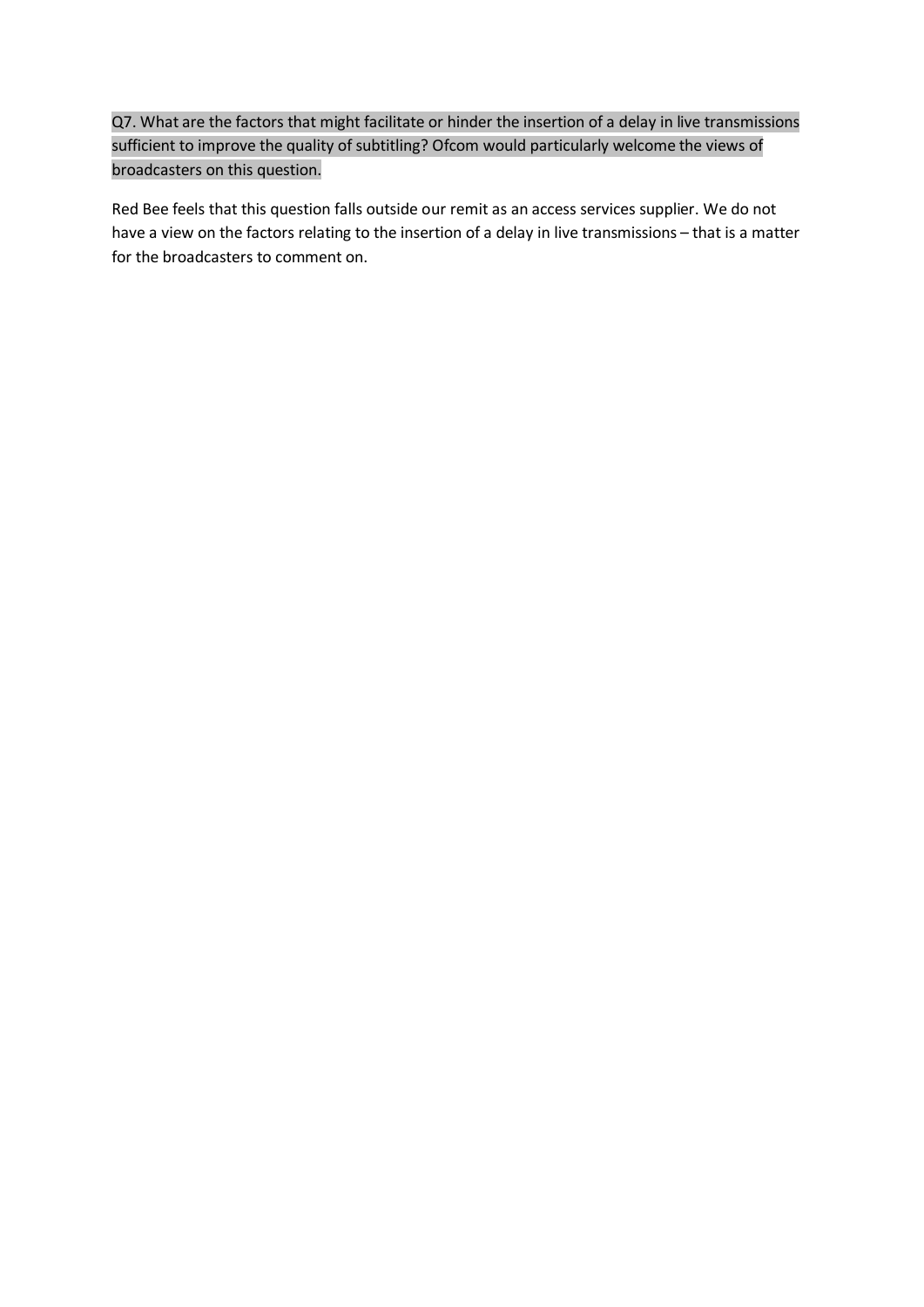Q7. What are the factors that might facilitate or hinder the insertion of a delay in live transmissions sufficient to improve the quality of subtitling? Ofcom would particularly welcome the views of broadcasters on this question.

Red Bee feels that this question falls outside our remit as an access services supplier. We do not have a view on the factors relating to the insertion of a delay in live transmissions – that is a matter for the broadcasters to comment on.